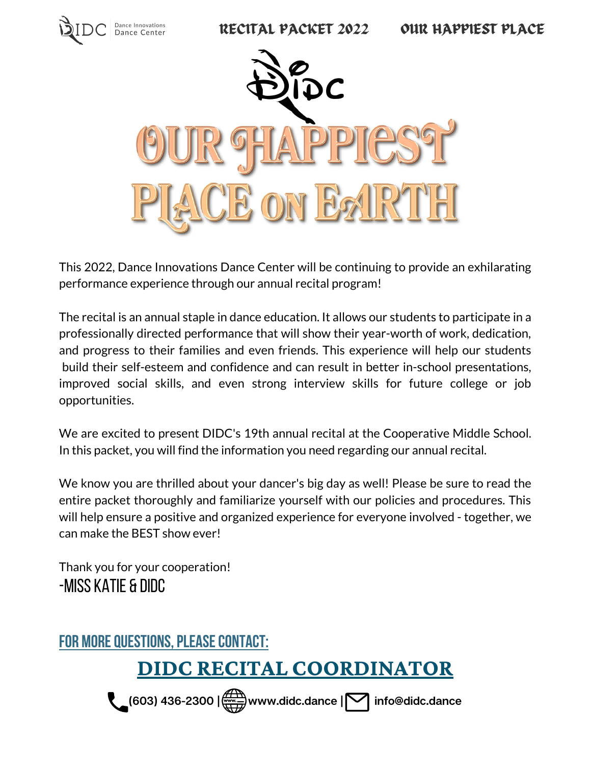# DIDC

# OUR HAPPIEST PLACE ON EARTH

This 2022, Dance Innovations Dance Center will be continuing to provide an exhilarating performance experience through our annual recital program!

The recital is an annual staple in dance education. It allows our students to participate in a professionally directed performance that will show their year-worth of work, dedication, and progress to their families and even friends. This experience will help our students build their self-esteem and confidence and can result in better in-school presentations, improved social skills, and even strong interview skills for future college or job opportunities.

We are excited to present DIDC's 19th annual recital at the Cooperative Middle School. In this packet, you will find the information you need regarding our annual recital.

We know you are thrilled about your dancer's big day as well! Please be sure to read the entire packet thoroughly and familiarize yourself with our policies and procedures. This will help ensure a positive and organized experience for everyone involved - together, we can make the BEST show ever!

Thank you for your cooperation!

-MISS KATIE & DIDC

## FOR MORE QUESTIONS, PLEASE CONTACT:

## DIDC RECITAL COORDINATOR

(603) 436-2300 | www.didc.dance | info@didc.dance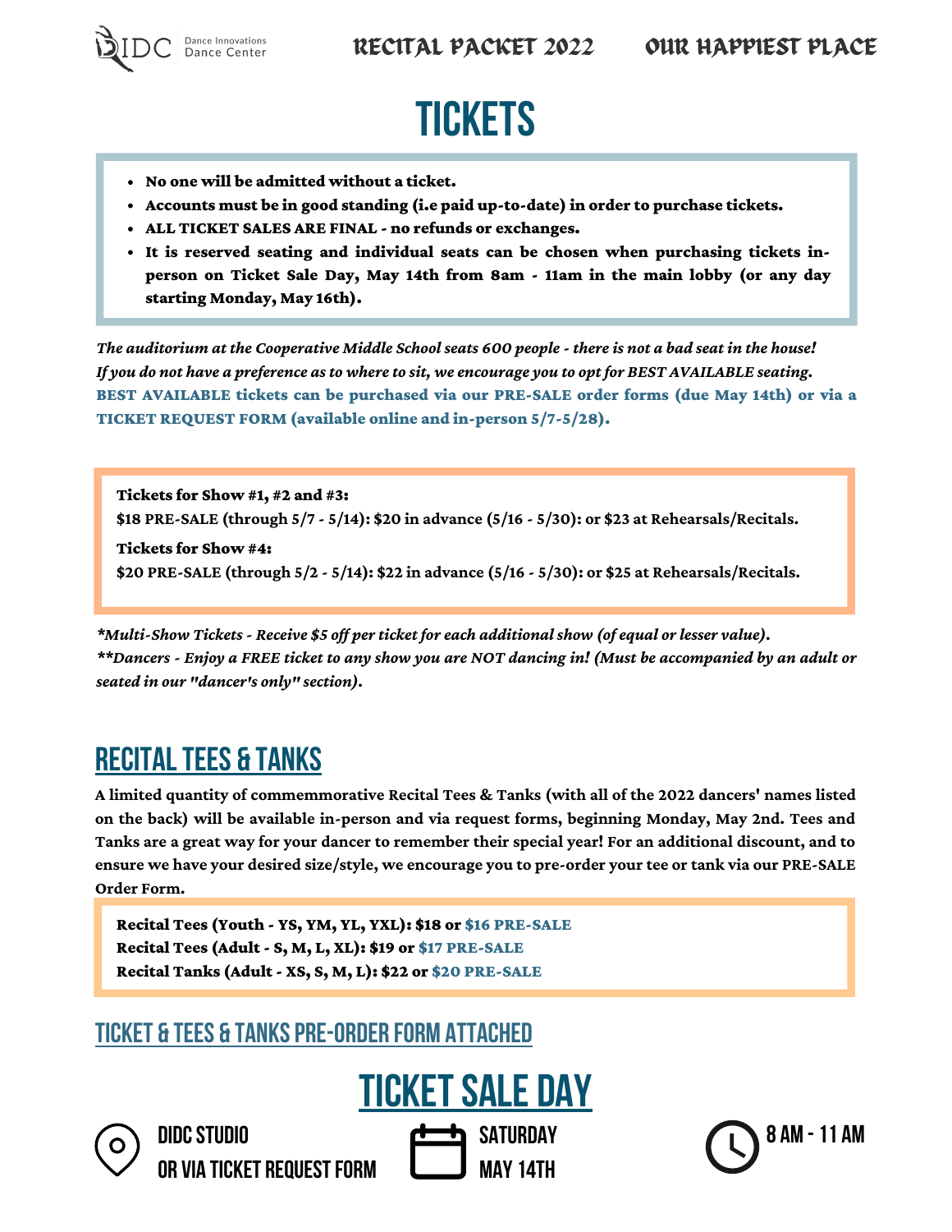# TICKETS

- **No one will be admitted without a ticket.**
- **Accounts must be in good standing (i.e paid up-to-date) in order to purchase tickets.**
- **ALL TICKET SALES ARE FINAL - no refunds or exchanges.**
- **It is reserved seating and individual seats can be chosen when purchasing tickets in-person on Ticket Sale Day, May 14th from 8am - 11am in the main lobby (or any day starting Monday, May 16th).**

*The auditorium at the Cooperative Middle School seats 600 people - there is not a bad seat in the house! If you do not have a preference as to where to sit, we encourage you to opt for BEST AVAILABLE seating.*
**BEST AVAILABLE tickets can be purchased via our PRE-SALE order forms (due May 14th) or via a TICKET REQUEST FORM (available online and in-person 5/7-5/28).**

**Tickets for Show #1, #2 and #3:**
**$18 PRE-SALE (through 5/7 - 5/14): $20 in advance (5/16 - 5/30): or $23 at Rehearsals/Recitals.**

**Tickets for Show #4:**
**$20 PRE-SALE (through 5/2 - 5/14): $22 in advance (5/16 - 5/30): or $25 at Rehearsals/Recitals.**

*\*Multi-Show Tickets - Receive $5 off per ticket for each additional show (of equal or lesser value).*
*\*\*Dancers - Enjoy a FREE ticket to any show you are NOT dancing in! (Must be accompanied by an adult or seated in our "dancer's only" section).*

## RECITAL TEES & TANKS

**A limited quantity of commemmorative Recital Tees & Tanks (with all of the 2022 dancers' names listed on the back) will be available in-person and via request forms, beginning Monday, May 2nd. Tees and Tanks are a great way for your dancer to remember their special year! For an additional discount, and to ensure we have your desired size/style, we encourage you to pre-order your tee or tank via our PRE-SALE Order Form.**

**Recital Tees (Youth - YS, YM, YL, YXL): $18 or $16 PRE-SALE**
**Recital Tees (Adult - S, M, L, XL): $19 or $17 PRE-SALE**
**Recital Tanks (Adult - XS, S, M, L): $22 or $20 PRE-SALE**

## TICKET & TEES & TANKS PRE-ORDER FORM ATTACHED

# TICKET SALE DAY

DIDC STUDIO
OR VIA TICKET REQUEST FORM

SATURDAY
MAY 14TH

8 AM - 11 AM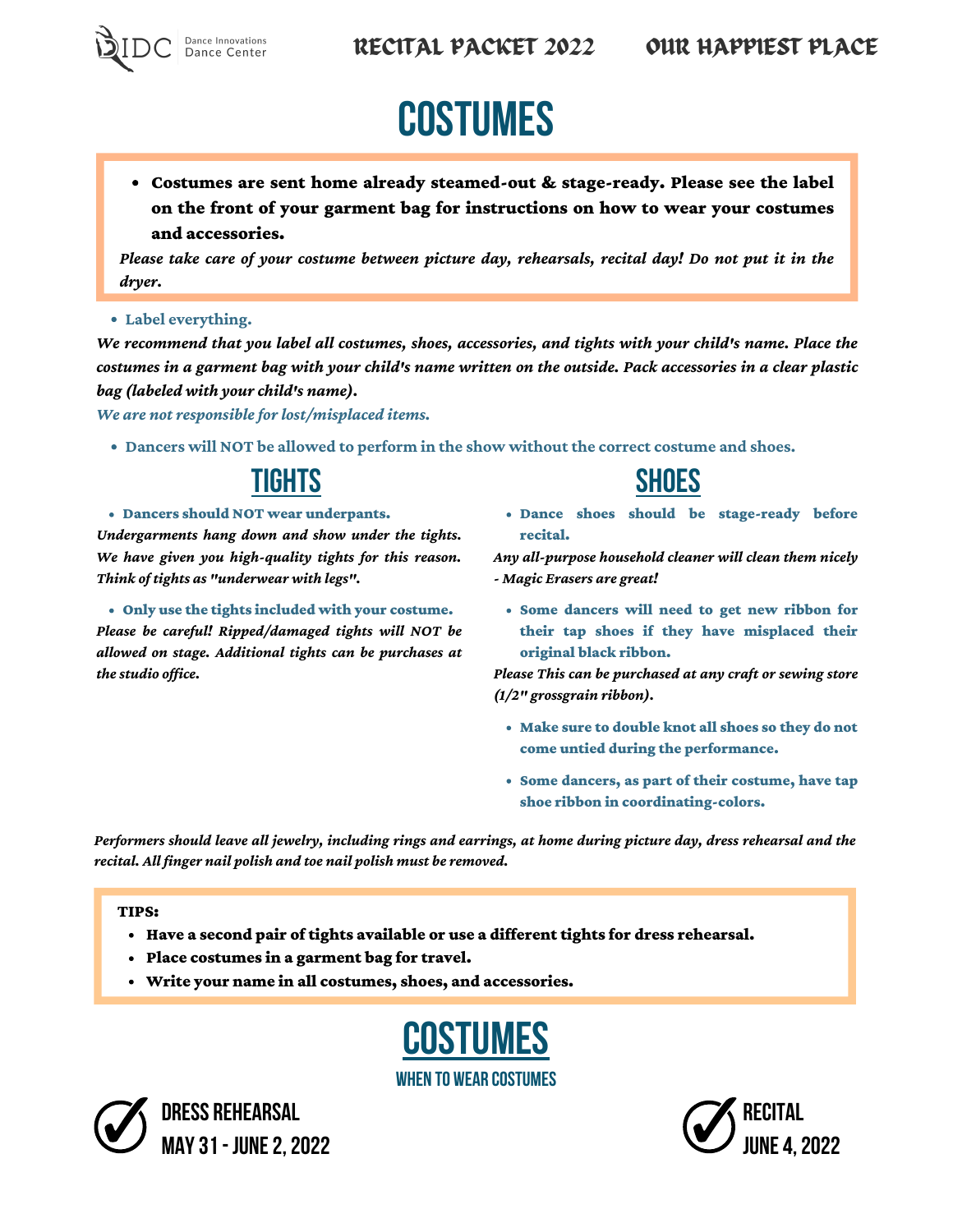# COSTUMES

- **Costumes are sent home already steamed-out & stage-ready. Please see the label on the front of your garment bag for instructions on how to wear your costumes and accessories.**

***Please take care of your costume between picture day, rehearsals, recital day! Do not put it in the dryer.***

- **Label everything.**

***We recommend that you label all costumes, shoes, accessories, and tights with your child's name. Place the costumes in a garment bag with your child's name written on the outside. Pack accessories in a clear plastic bag (labeled with your child's name).***

***We are not responsible for lost/misplaced items.***

- **Dancers will NOT be allowed to perform in the show without the correct costume and shoes.**

## TIGHTS

- **Dancers should NOT wear underpants.**

***Undergarments hang down and show under the tights. We have given you high-quality tights for this reason. Think of tights as "underwear with legs".***

- **Only use the tights included with your costume.**

***Please be careful! Ripped/damaged tights will NOT be allowed on stage. Additional tights can be purchases at the studio office.***

## SHOES

- **Dance shoes should be stage-ready before recital.**

***Any all-purpose household cleaner will clean them nicely - Magic Erasers are great!***

- **Some dancers will need to get new ribbon for their tap shoes if they have misplaced their original black ribbon.**

***Please This can be purchased at any craft or sewing store (1/2" grossgrain ribbon).***

- **Make sure to double knot all shoes so they do not come untied during the performance.**
- **Some dancers, as part of their costume, have tap shoe ribbon in coordinating-colors.**

***Performers should leave all jewelry, including rings and earrings, at home during picture day, dress rehearsal and the recital. All finger nail polish and toe nail polish must be removed.***

**TIPS:**

- **Have a second pair of tights available or use a different tights for dress rehearsal.**
- **Place costumes in a garment bag for travel.**
- **Write your name in all costumes, shoes, and accessories.**

## COSTUMES

### WHEN TO WEAR COSTUMES

**DRESS REHEARSAL**
**MAY 31 - JUNE 2, 2022**

**RECITAL**
**JUNE 4, 2022**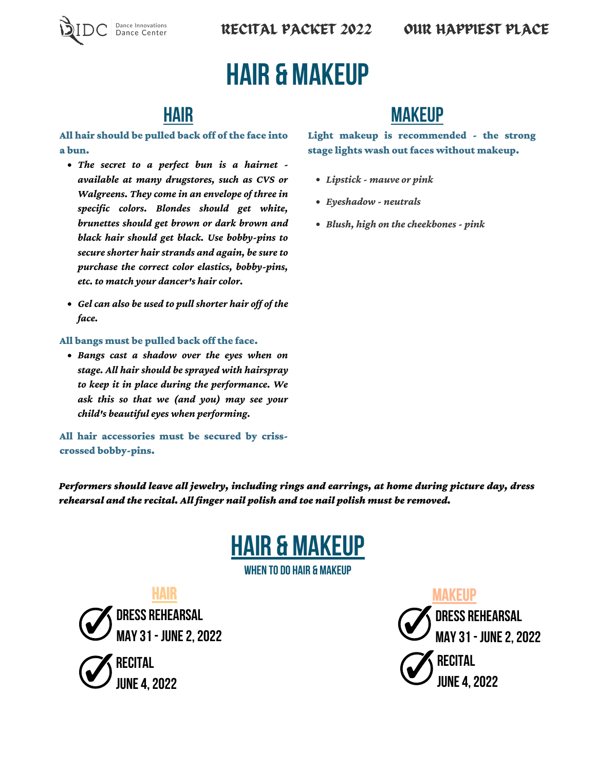# HAIR & MAKEUP

## HAIR

**All hair should be pulled back off of the face into a bun.**

- ***The secret to a perfect bun is a hairnet - available at many drugstores, such as CVS or Walgreens. They come in an envelope of three in specific colors. Blondes should get white, brunettes should get brown or dark brown and black hair should get black. Use bobby-pins to secure shorter hair strands and again, be sure to purchase the correct color elastics, bobby-pins, etc. to match your dancer's hair color.***
- ***Gel can also be used to pull shorter hair off of the face.***

**All bangs must be pulled back off the face.**

- ***Bangs cast a shadow over the eyes when on stage. All hair should be sprayed with hairspray to keep it in place during the performance. We ask this so that we (and you) may see your child's beautiful eyes when performing.***

**All hair accessories must be secured by criss-crossed bobby-pins.**

## MAKEUP

**Light makeup is recommended - the strong stage lights wash out faces without makeup.**

- *Lipstick - mauve or pink*
- *Eyeshadow - neutrals*
- *Blush, high on the cheekbones - pink*

***Performers should leave all jewelry, including rings and earrings, at home during picture day, dress rehearsal and the recital. All finger nail polish and toe nail polish must be removed.***

# HAIR & MAKEUP

### WHEN TO DO HAIR & MAKEUP

## HAIR

- ✔ DRESS REHEARSAL
  MAY 31 - JUNE 2, 2022
- ✔ RECITAL
  JUNE 4, 2022

## MAKEUP

- ✔ DRESS REHEARSAL
  MAY 31 - JUNE 2, 2022
- ✔ RECITAL
  JUNE 4, 2022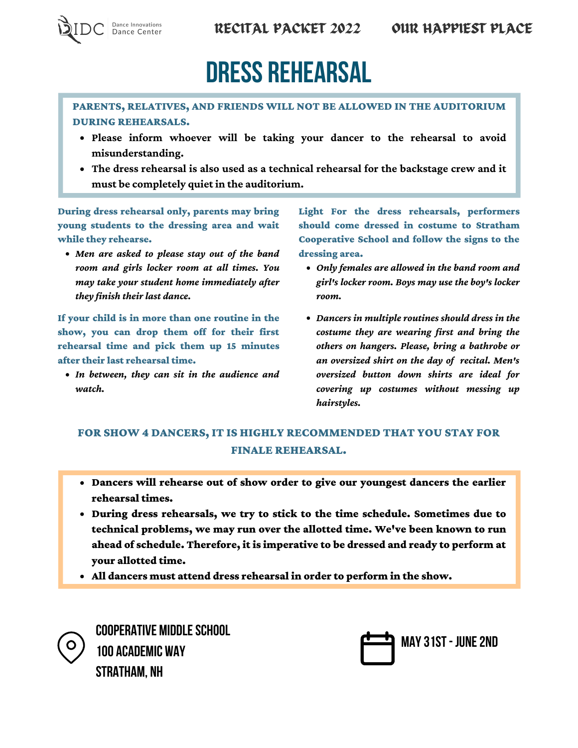# DRESS REHEARSAL

**PARENTS, RELATIVES, AND FRIENDS WILL NOT BE ALLOWED IN THE AUDITORIUM DURING REHEARSALS.**

- **Please inform whoever will be taking your dancer to the rehearsal to avoid misunderstanding.**
- **The dress rehearsal is also used as a technical rehearsal for the backstage crew and it must be completely quiet in the auditorium.**

**During dress rehearsal only, parents may bring young students to the dressing area and wait while they rehearse.**

- ***Men are asked to please stay out of the band room and girls locker room at all times. You may take your student home immediately after they finish their last dance.***

**If your child is in more than one routine in the show, you can drop them off for their first rehearsal time and pick them up 15 minutes after their last rehearsal time.**

- ***In between, they can sit in the audience and watch.***

**Light For the dress rehearsals, performers should come dressed in costume to Stratham Cooperative School and follow the signs to the dressing area.**

- ***Only females are allowed in the band room and girl's locker room. Boys may use the boy's locker room.***
- ***Dancers in multiple routines should dress in the costume they are wearing first and bring the others on hangers. Please, bring a bathrobe or an oversized shirt on the day of recital. Men's oversized button down shirts are ideal for covering up costumes without messing up hairstyles.***

**FOR SHOW 4 DANCERS, IT IS HIGHLY RECOMMENDED THAT YOU STAY FOR FINALE REHEARSAL.**

- **Dancers will rehearse out of show order to give our youngest dancers the earlier rehearsal times.**
- **During dress rehearsals, we try to stick to the time schedule. Sometimes due to technical problems, we may run over the allotted time. We've been known to run ahead of schedule. Therefore, it is imperative to be dressed and ready to perform at your allotted time.**
- **All dancers must attend dress rehearsal in order to perform in the show.**

**COOPERATIVE MIDDLE SCHOOL**
**100 ACADEMIC WAY**
**STRATHAM, NH**

**MAY 31ST - JUNE 2ND**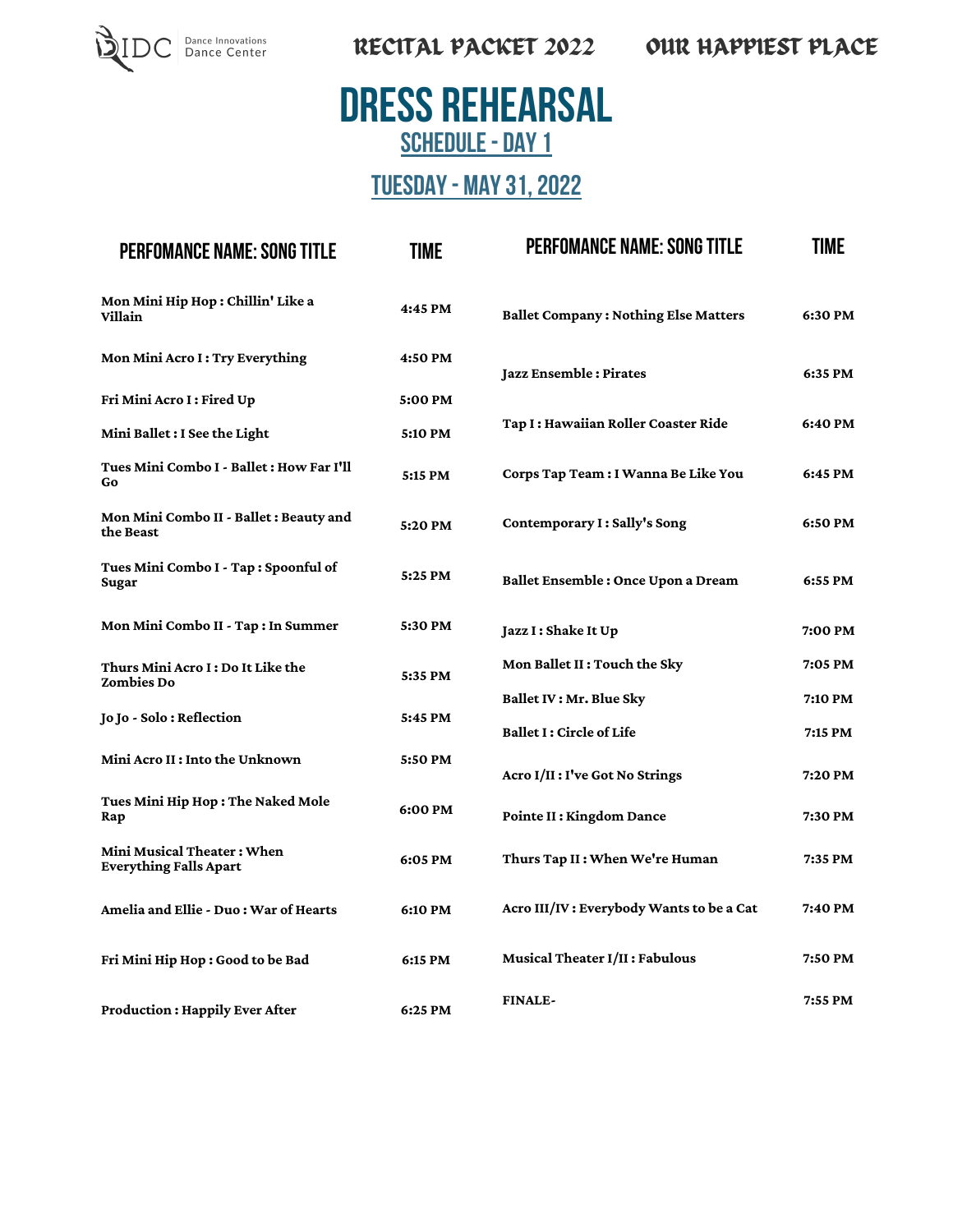Dance Innovations Dance Center

RECITAL PACKET 2022 OUR HAPPIEST PLACE

# DRESS REHEARSAL

## SCHEDULE - DAY 1

## TUESDAY - MAY 31, 2022

| PERFOMANCE NAME: SONG TITLE | TIME |
|---|---|
| Mon Mini Hip Hop : Chillin' Like a Villain | 4:45 PM |
| Mon Mini Acro I : Try Everything | 4:50 PM |
| Fri Mini Acro I : Fired Up | 5:00 PM |
| Mini Ballet : I See the Light | 5:10 PM |
| Tues Mini Combo I - Ballet : How Far I'll Go | 5:15 PM |
| Mon Mini Combo II - Ballet : Beauty and the Beast | 5:20 PM |
| Tues Mini Combo I - Tap : Spoonful of Sugar | 5:25 PM |
| Mon Mini Combo II - Tap : In Summer | 5:30 PM |
| Thurs Mini Acro I : Do It Like the Zombies Do | 5:35 PM |
| Jo Jo - Solo : Reflection | 5:45 PM |
| Mini Acro II : Into the Unknown | 5:50 PM |
| Tues Mini Hip Hop : The Naked Mole Rap | 6:00 PM |
| Mini Musical Theater : When Everything Falls Apart | 6:05 PM |
| Amelia and Ellie - Duo : War of Hearts | 6:10 PM |
| Fri Mini Hip Hop : Good to be Bad | 6:15 PM |
| Production : Happily Ever After | 6:25 PM |
| Ballet Company : Nothing Else Matters | 6:30 PM |
| Jazz Ensemble : Pirates | 6:35 PM |
| Tap I : Hawaiian Roller Coaster Ride | 6:40 PM |
| Corps Tap Team : I Wanna Be Like You | 6:45 PM |
| Contemporary I : Sally's Song | 6:50 PM |
| Ballet Ensemble : Once Upon a Dream | 6:55 PM |
| Jazz I : Shake It Up | 7:00 PM |
| Mon Ballet II : Touch the Sky | 7:05 PM |
| Ballet IV : Mr. Blue Sky | 7:10 PM |
| Ballet I : Circle of Life | 7:15 PM |
| Acro I/II : I've Got No Strings | 7:20 PM |
| Pointe II : Kingdom Dance | 7:30 PM |
| Thurs Tap II : When We're Human | 7:35 PM |
| Acro III/IV : Everybody Wants to be a Cat | 7:40 PM |
| Musical Theater I/II : Fabulous | 7:50 PM |
| FINALE- | 7:55 PM |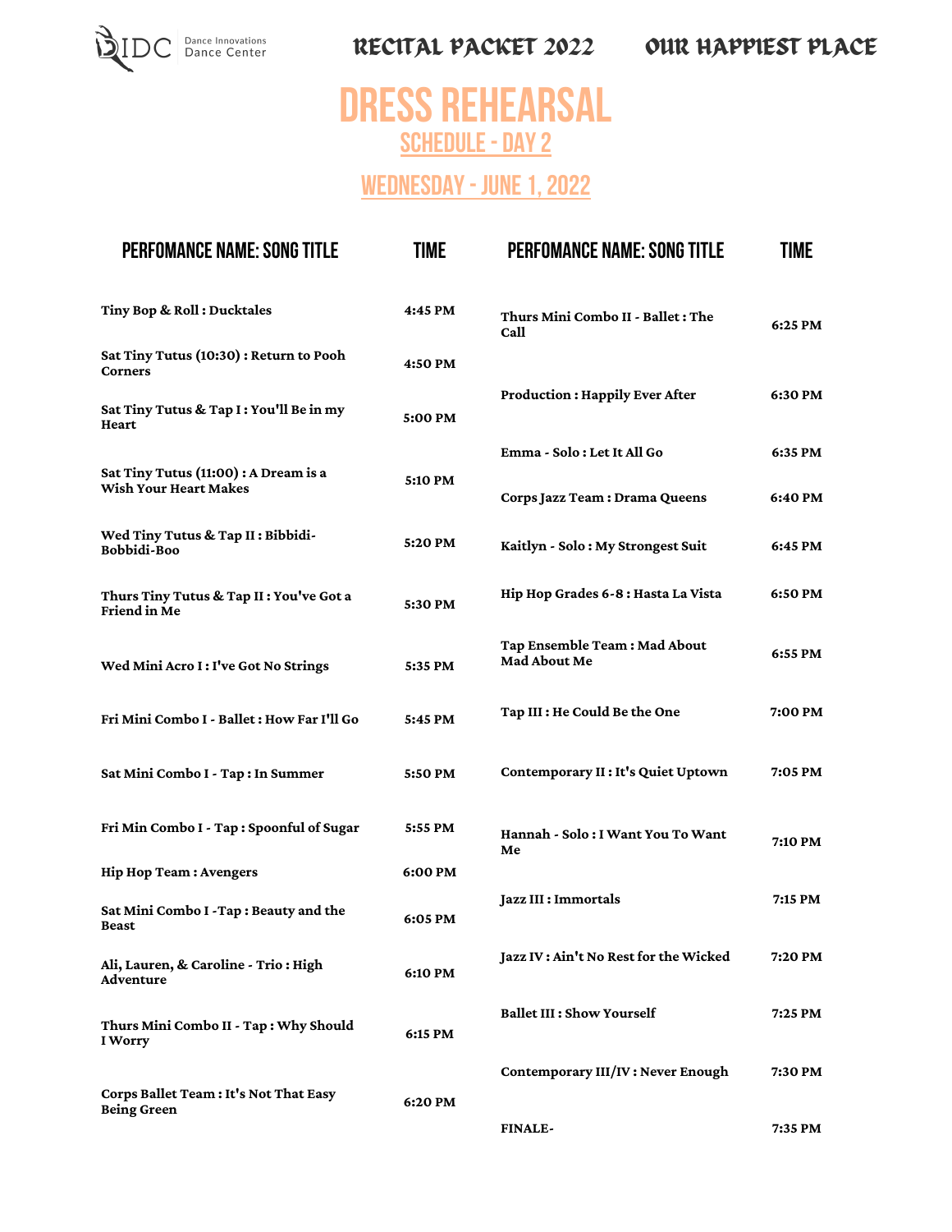Dance Innovations Dance Center

RECITAL PACKET 2022 OUR HAPPIEST PLACE

# DRESS REHEARSAL

## SCHEDULE - DAY 2

## WEDNESDAY - JUNE 1, 2022

| PERFOMANCE NAME: SONG TITLE | TIME |
|---|---|
| **Tiny Bop & Roll : Ducktales** | **4:45 PM** |
| **Sat Tiny Tutus (10:30) : Return to Pooh Corners** | **4:50 PM** |
| **Sat Tiny Tutus & Tap I : You'll Be in my Heart** | **5:00 PM** |
| **Sat Tiny Tutus (11:00) : A Dream is a Wish Your Heart Makes** | **5:10 PM** |
| **Wed Tiny Tutus & Tap II : Bibbidi-Bobbidi-Boo** | **5:20 PM** |
| **Thurs Tiny Tutus & Tap II : You've Got a Friend in Me** | **5:30 PM** |
| **Wed Mini Acro I : I've Got No Strings** | **5:35 PM** |
| **Fri Mini Combo I - Ballet : How Far I'll Go** | **5:45 PM** |
| **Sat Mini Combo I - Tap : In Summer** | **5:50 PM** |
| **Fri Min Combo I - Tap : Spoonful of Sugar** | **5:55 PM** |
| **Hip Hop Team : Avengers** | **6:00 PM** |
| **Sat Mini Combo I -Tap : Beauty and the Beast** | **6:05 PM** |
| **Ali, Lauren, & Caroline - Trio : High Adventure** | **6:10 PM** |
| **Thurs Mini Combo II - Tap : Why Should I Worry** | **6:15 PM** |
| **Corps Ballet Team : It's Not That Easy Being Green** | **6:20 PM** |
| **Thurs Mini Combo II - Ballet : The Call** | **6:25 PM** |
| **Production : Happily Ever After** | **6:30 PM** |
| **Emma - Solo : Let It All Go** | **6:35 PM** |
| **Corps Jazz Team : Drama Queens** | **6:40 PM** |
| **Kaitlyn - Solo : My Strongest Suit** | **6:45 PM** |
| **Hip Hop Grades 6-8 : Hasta La Vista** | **6:50 PM** |
| **Tap Ensemble Team : Mad About Mad About Me** | **6:55 PM** |
| **Tap III : He Could Be the One** | **7:00 PM** |
| **Contemporary II : It's Quiet Uptown** | **7:05 PM** |
| **Hannah - Solo : I Want You To Want Me** | **7:10 PM** |
| **Jazz III : Immortals** | **7:15 PM** |
| **Jazz IV : Ain't No Rest for the Wicked** | **7:20 PM** |
| **Ballet III : Show Yourself** | **7:25 PM** |
| **Contemporary III/IV : Never Enough** | **7:30 PM** |
| **FINALE-** | **7:35 PM** |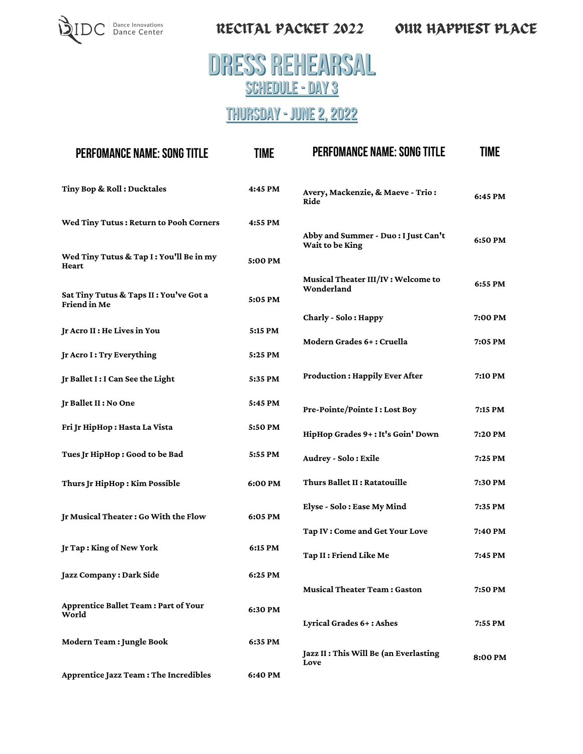# DRESS REHEARSAL

## SCHEDULE - DAY 3

## THURSDAY - JUNE 2, 2022

| PERFOMANCE NAME: SONG TITLE | TIME |
|---|---|
| Tiny Bop & Roll : Ducktales | 4:45 PM |
| Wed Tiny Tutus : Return to Pooh Corners | 4:55 PM |
| Wed Tiny Tutus & Tap I : You'll Be in my Heart | 5:00 PM |
| Sat Tiny Tutus & Taps II : You've Got a Friend in Me | 5:05 PM |
| Jr Acro II : He Lives in You | 5:15 PM |
| Jr Acro I : Try Everything | 5:25 PM |
| Jr Ballet I : I Can See the Light | 5:35 PM |
| Jr Ballet II : No One | 5:45 PM |
| Fri Jr HipHop : Hasta La Vista | 5:50 PM |
| Tues Jr HipHop : Good to be Bad | 5:55 PM |
| Thurs Jr HipHop : Kim Possible | 6:00 PM |
| Jr Musical Theater : Go With the Flow | 6:05 PM |
| Jr Tap : King of New York | 6:15 PM |
| Jazz Company : Dark Side | 6:25 PM |
| Apprentice Ballet Team : Part of Your World | 6:30 PM |
| Modern Team : Jungle Book | 6:35 PM |
| Apprentice Jazz Team : The Incredibles | 6:40 PM |
| Avery, Mackenzie, & Maeve - Trio : Ride | 6:45 PM |
| Abby and Summer - Duo : I Just Can't Wait to be King | 6:50 PM |
| Musical Theater III/IV : Welcome to Wonderland | 6:55 PM |
| Charly - Solo : Happy | 7:00 PM |
| Modern Grades 6+ : Cruella | 7:05 PM |
| Production : Happily Ever After | 7:10 PM |
| Pre-Pointe/Pointe I : Lost Boy | 7:15 PM |
| HipHop Grades 9+ : It's Goin' Down | 7:20 PM |
| Audrey - Solo : Exile | 7:25 PM |
| Thurs Ballet II : Ratatouille | 7:30 PM |
| Elyse - Solo : Ease My Mind | 7:35 PM |
| Tap IV : Come and Get Your Love | 7:40 PM |
| Tap II : Friend Like Me | 7:45 PM |
| Musical Theater Team : Gaston | 7:50 PM |
| Lyrical Grades 6+ : Ashes | 7:55 PM |
| Jazz II : This Will Be (an Everlasting Love | 8:00 PM |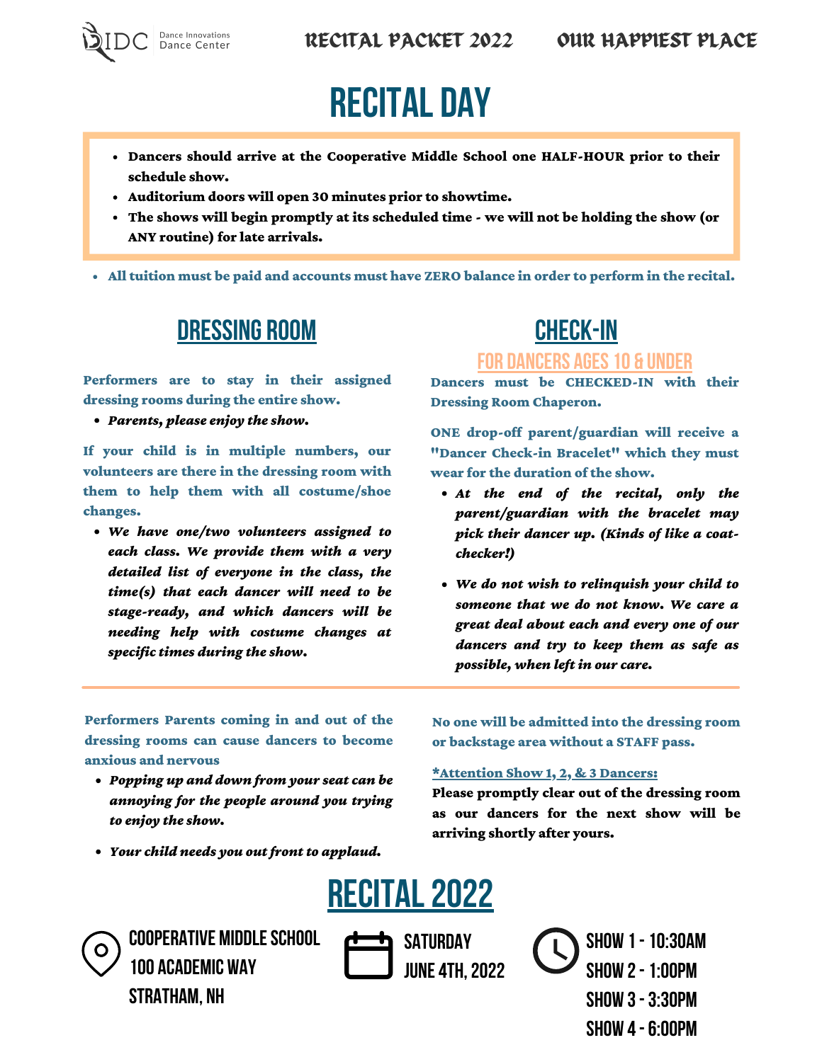# RECITAL DAY

- **Dancers should arrive at the Cooperative Middle School one HALF-HOUR prior to their schedule show.**
- **Auditorium doors will open 30 minutes prior to showtime.**
- **The shows will begin promptly at its scheduled time - we will not be holding the show (or ANY routine) for late arrivals.**

- **All tuition must be paid and accounts must have ZERO balance in order to perform in the recital.**

## DRESSING ROOM

**Performers are to stay in their assigned dressing rooms during the entire show.**

- ***Parents, please enjoy the show.***

**If your child is in multiple numbers, our volunteers are there in the dressing room with them to help them with all costume/shoe changes.**

- ***We have one/two volunteers assigned to each class. We provide them with a very detailed list of everyone in the class, the time(s) that each dancer will need to be stage-ready, and which dancers will be needing help with costume changes at specific times during the show.***

## CHECK-IN

### FOR DANCERS AGES 10 & UNDER

**Dancers must be CHECKED-IN with their Dressing Room Chaperon.**

**ONE drop-off parent/guardian will receive a "Dancer Check-in Bracelet" which they must wear for the duration of the show.**

- ***At the end of the recital, only the parent/guardian with the bracelet may pick their dancer up. (Kinds of like a coat-checker!)***
- ***We do not wish to relinquish your child to someone that we do not know. We care a great deal about each and every one of our dancers and try to keep them as safe as possible, when left in our care.***

**Performers Parents coming in and out of the dressing rooms can cause dancers to become anxious and nervous**

- ***Popping up and down from your seat can be annoying for the people around you trying to enjoy the show.***
- ***Your child needs you out front to applaud.***

**No one will be admitted into the dressing room or backstage area without a STAFF pass.**

**\*Attention Show 1, 2, & 3 Dancers:**
**Please promptly clear out of the dressing room as our dancers for the next show will be arriving shortly after yours.**

# RECITAL 2022

COOPERATIVE MIDDLE SCHOOL
100 ACADEMIC WAY
STRATHAM, NH

SATURDAY
JUNE 4TH, 2022

SHOW 1 - 10:30AM
SHOW 2 - 1:00PM
SHOW 3 - 3:30PM
SHOW 4 - 6:00PM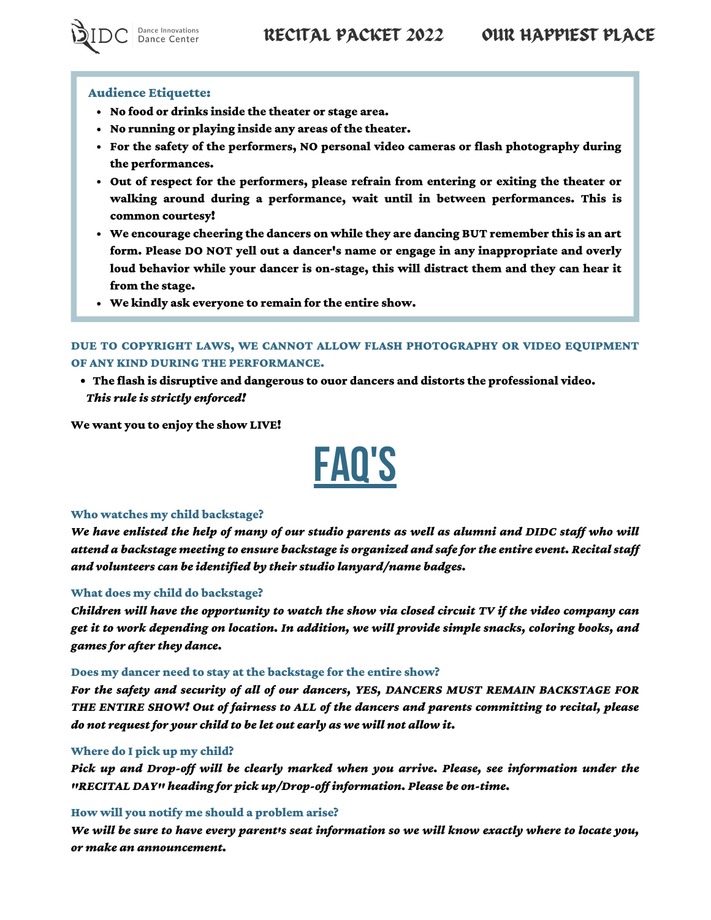### Audience Etiquette:

- **No food or drinks inside the theater or stage area.**
- **No running or playing inside any areas of the theater.**
- **For the safety of the performers, NO personal video cameras or flash photography during the performances.**
- **Out of respect for the performers, please refrain from entering or exiting the theater or walking around during a performance, wait until in between performances. This is common courtesy!**
- **We encourage cheering the dancers on while they are dancing BUT remember this is an art form. Please DO NOT yell out a dancer's name or engage in any inappropriate and overly loud behavior while your dancer is on-stage, this will distract them and they can hear it from the stage.**
- **We kindly ask everyone to remain for the entire show.**

**DUE TO COPYRIGHT LAWS, WE CANNOT ALLOW FLASH PHOTOGRAPHY OR VIDEO EQUIPMENT OF ANY KIND DURING THE PERFORMANCE.**

- **The flash is disruptive and dangerous to ouor dancers and distorts the professional video.** ***This rule is strictly enforced!***

**We want you to enjoy the show LIVE!**

# FAQ'S

### Who watches my child backstage?

***We have enlisted the help of many of our studio parents as well as alumni and DIDC staff who will attend a backstage meeting to ensure backstage is organized and safe for the entire event. Recital staff and volunteers can be identified by their studio lanyard/name badges.***

### What does my child do backstage?

***Children will have the opportunity to watch the show via closed circuit TV if the video company can get it to work depending on location. In addition, we will provide simple snacks, coloring books, and games for after they dance.***

### Does my dancer need to stay at the backstage for the entire show?

***For the safety and security of all of our dancers, YES, DANCERS MUST REMAIN BACKSTAGE FOR THE ENTIRE SHOW! Out of fairness to ALL of the dancers and parents committing to recital, please do not request for your child to be let out early as we will not allow it.***

### Where do I pick up my child?

***Pick up and Drop-off will be clearly marked when you arrive. Please, see information under the "RECITAL DAY" heading for pick up/Drop-off information. Please be on-time.***

### How will you notify me should a problem arise?

***We will be sure to have every parent's seat information so we will know exactly where to locate you, or make an announcement.***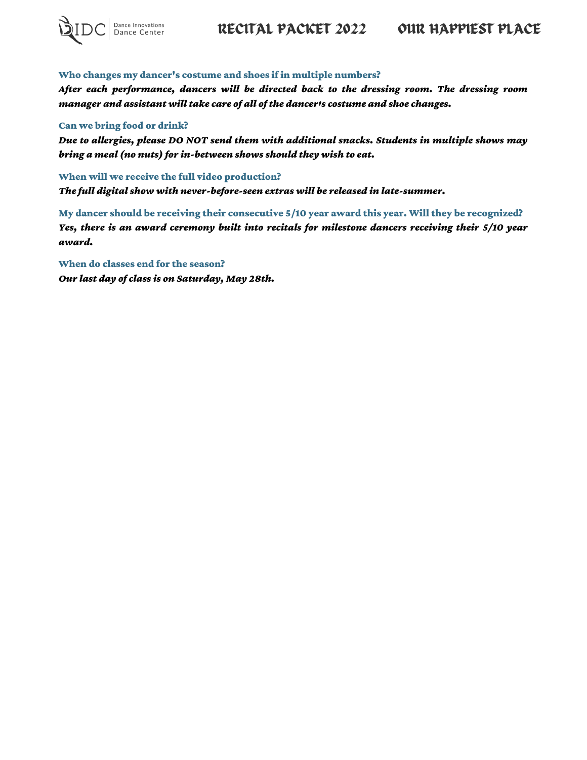**Who changes my dancer's costume and shoes if in multiple numbers?**

*After each performance, dancers will be directed back to the dressing room. The dressing room manager and assistant will take care of all of the dancer's costume and shoe changes.*

**Can we bring food or drink?**

*Due to allergies, please DO NOT send them with additional snacks. Students in multiple shows may bring a meal (no nuts) for in-between shows should they wish to eat.*

**When will we receive the full video production?**

*The full digital show with never-before-seen extras will be released in late-summer.*

**My dancer should be receiving their consecutive 5/10 year award this year. Will they be recognized?**

*Yes, there is an award ceremony built into recitals for milestone dancers receiving their 5/10 year award.*

**When do classes end for the season?**

*Our last day of class is on Saturday, May 28th.*